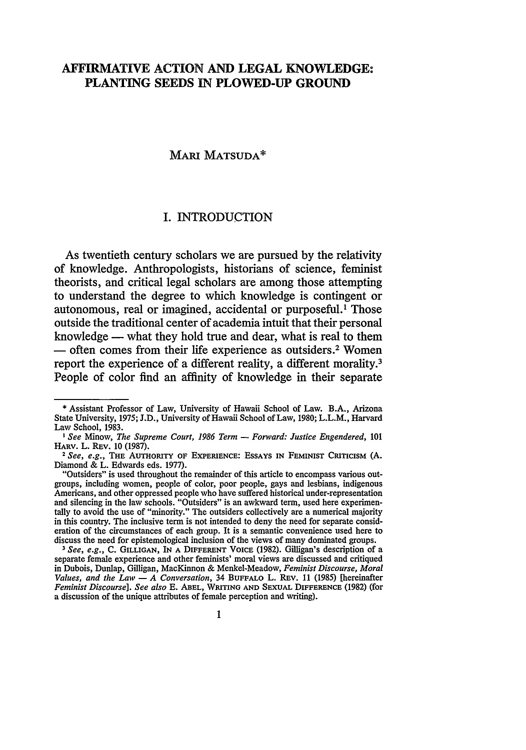# AFFIRMATIVE ACTION AND LEGAL KNOWLEDGE: PLANTING SEEDS IN PLOWED-UP GROUND

MARI MATSUDA*

## I. INTRODUCTION

As twentieth century scholars we are pursued by the relativity of knowledge. Anthropologists, historians of science, feminist theorists, and critical legal scholars are among those attempting to understand the degree to which knowledge is contingent or autonomous, real or imagined, accidental or purposeful.[1] Those outside the traditional center of academia intuit that their personal knowledge — what they hold true and dear, what is real to them — often comes from their life experience as outsiders.[2] Women report the experience of a different reality, a different morality.[3] People of color find an affinity of knowledge in their separate

---

\* Assistant Professor of Law, University of Hawaii School of Law. B.A., Arizona State University, 1975; J.D., University of Hawaii School of Law, 1980; L.L.M., Harvard Law School, 1983.

[1] *See* Minow, *The Supreme Court, 1986 Term — Forward: Justice Engendered*, 101 HARV. L. REV. 10 (1987).

[2] *See, e.g.*, THE AUTHORITY OF EXPERIENCE: ESSAYS IN FEMINIST CRITICISM (A. Diamond & L. Edwards eds. 1977).

"Outsiders" is used throughout the remainder of this article to encompass various outgroups, including women, people of color, poor people, gays and lesbians, indigenous Americans, and other oppressed people who have suffered historical under-representation and silencing in the law schools. "Outsiders" is an awkward term, used here experimentally to avoid the use of "minority." The outsiders collectively are a numerical majority in this country. The inclusive term is not intended to deny the need for separate consideration of the circumstances of each group. It is a semantic convenience used here to discuss the need for epistemological inclusion of the views of many dominated groups.

[3] *See, e.g.*, C. GILLIGAN, IN A DIFFERENT VOICE (1982). Gilligan's description of a separate female experience and other feminists' moral views are discussed and critiqued in Dubois, Dunlap, Gilligan, MacKinnon & Menkel-Meadow, *Feminist Discourse, Moral Values, and the Law — A Conversation*, 34 BUFFALO L. REV. 11 (1985) [hereinafter *Feminist Discourse*]. *See also* E. ABEL, WRITING AND SEXUAL DIFFERENCE (1982) (for a discussion of the unique attributes of female perception and writing).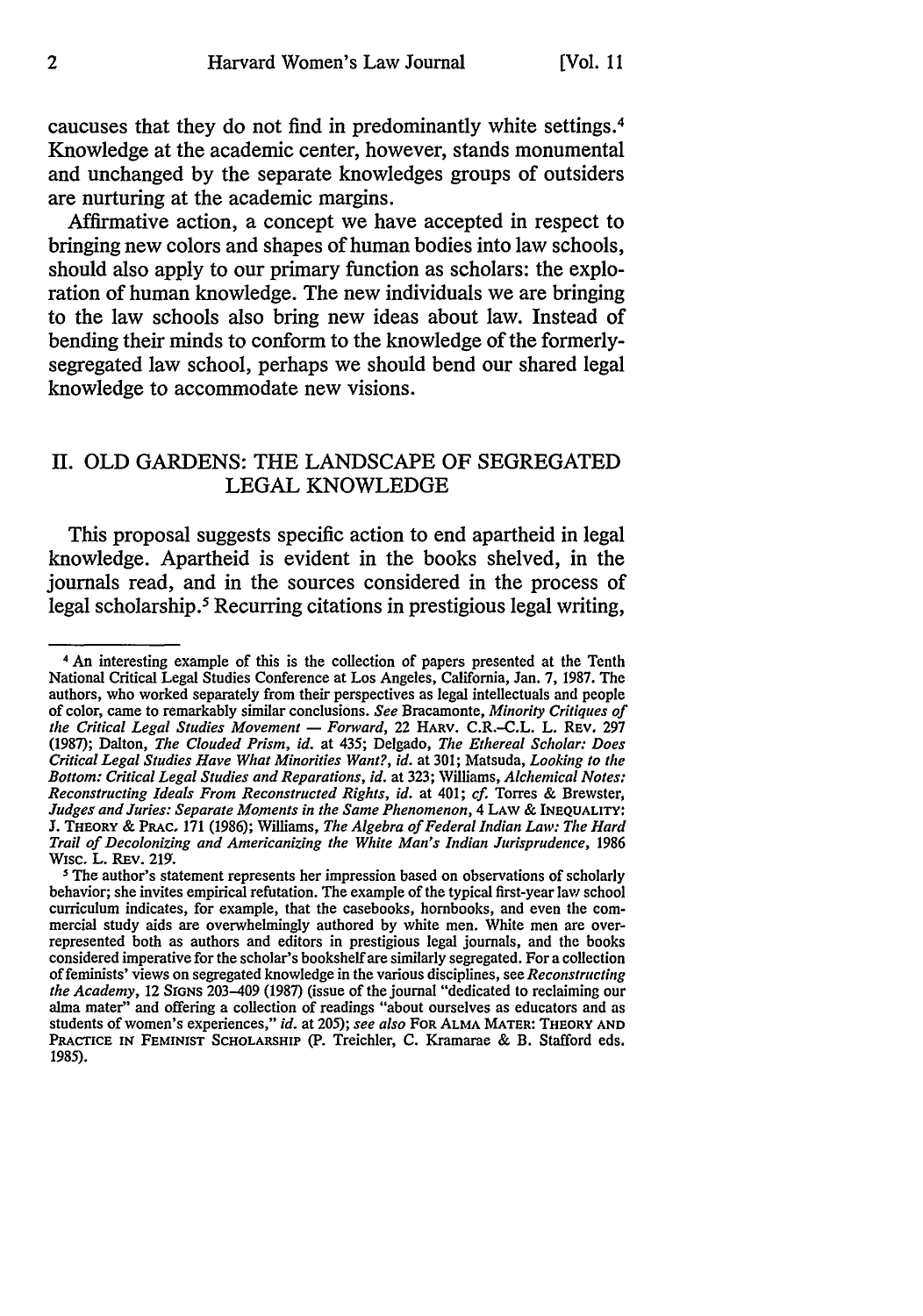caucuses that they do not find in predominantly white settings.[4] Knowledge at the academic center, however, stands monumental and unchanged by the separate knowledges groups of outsiders are nurturing at the academic margins.

Affirmative action, a concept we have accepted in respect to bringing new colors and shapes of human bodies into law schools, should also apply to our primary function as scholars: the exploration of human knowledge. The new individuals we are bringing to the law schools also bring new ideas about law. Instead of bending their minds to conform to the knowledge of the formerly-segregated law school, perhaps we should bend our shared legal knowledge to accommodate new visions.

## II. OLD GARDENS: THE LANDSCAPE OF SEGREGATED LEGAL KNOWLEDGE

This proposal suggests specific action to end apartheid in legal knowledge. Apartheid is evident in the books shelved, in the journals read, and in the sources considered in the process of legal scholarship.[5] Recurring citations in prestigious legal writing,

---

[4] An interesting example of this is the collection of papers presented at the Tenth National Critical Legal Studies Conference at Los Angeles, California, Jan. 7, 1987. The authors, who worked separately from their perspectives as legal intellectuals and people of color, came to remarkably similar conclusions. *See* Bracamonte, *Minority Critiques of the Critical Legal Studies Movement — Forward*, 22 HARV. C.R.-C.L. L. REV. 297 (1987); Dalton, *The Clouded Prism*, *id.* at 435; Delgado, *The Ethereal Scholar: Does Critical Legal Studies Have What Minorities Want?*, *id.* at 301; Matsuda, *Looking to the Bottom: Critical Legal Studies and Reparations*, *id.* at 323; Williams, *Alchemical Notes: Reconstructing Ideals From Reconstructed Rights*, *id.* at 401; *cf.* Torres & Brewster, *Judges and Juries: Separate Moments in the Same Phenomenon*, 4 LAW & INEQUALITY: J. THEORY & PRAC. 171 (1986); Williams, *The Algebra of Federal Indian Law: The Hard Trail of Decolonizing and Americanizing the White Man's Indian Jurisprudence*, 1986 WISC. L. REV. 219.

[5] The author's statement represents her impression based on observations of scholarly behavior; she invites empirical refutation. The example of the typical first-year law school curriculum indicates, for example, that the casebooks, hornbooks, and even the commercial study aids are overwhelmingly authored by white men. White men are over-represented both as authors and editors in prestigious legal journals, and the books considered imperative for the scholar's bookshelf are similarly segregated. For a collection of feminists' views on segregated knowledge in the various disciplines, see *Reconstructing the Academy*, 12 SIGNS 203–409 (1987) (issue of the journal "dedicated to reclaiming our alma mater" and offering a collection of readings "about ourselves as educators and as students of women's experiences," *id.* at 205); *see also* FOR ALMA MATER: THEORY AND PRACTICE IN FEMINIST SCHOLARSHIP (P. Treichler, C. Kramarae & B. Stafford eds. 1985).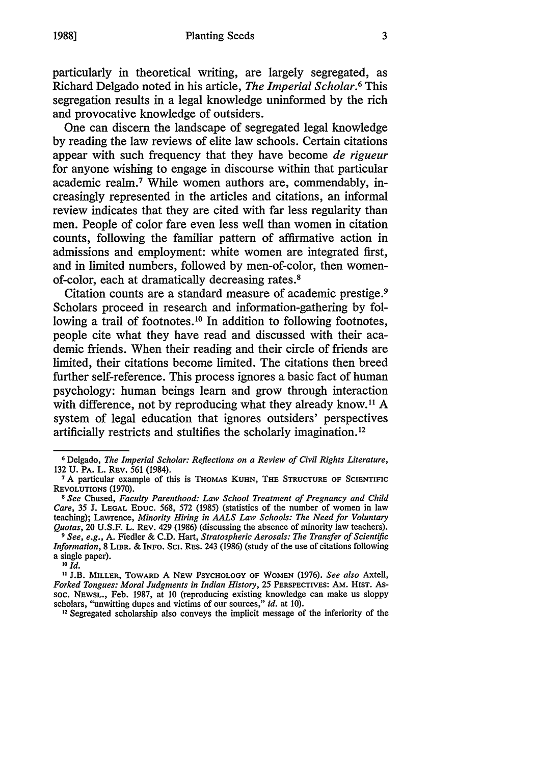particularly in theoretical writing, are largely segregated, as Richard Delgado noted in his article, *The Imperial Scholar*.[6] This segregation results in a legal knowledge uninformed by the rich and provocative knowledge of outsiders.

One can discern the landscape of segregated legal knowledge by reading the law reviews of elite law schools. Certain citations appear with such frequency that they have become *de rigueur* for anyone wishing to engage in discourse within that particular academic realm.[7] While women authors are, commendably, increasingly represented in the articles and citations, an informal review indicates that they are cited with far less regularity than men. People of color fare even less well than women in citation counts, following the familiar pattern of affirmative action in admissions and employment: white women are integrated first, and in limited numbers, followed by men-of-color, then women-of-color, each at dramatically decreasing rates.[8]

Citation counts are a standard measure of academic prestige.[9] Scholars proceed in research and information-gathering by following a trail of footnotes.[10] In addition to following footnotes, people cite what they have read and discussed with their academic friends. When their reading and their circle of friends are limited, their citations become limited. The citations then breed further self-reference. This process ignores a basic fact of human psychology: human beings learn and grow through interaction with difference, not by reproducing what they already know.[11] A system of legal education that ignores outsiders' perspectives artificially restricts and stultifies the scholarly imagination.[12]

---

[6] Delgado, *The Imperial Scholar: Reflections on a Review of Civil Rights Literature*, 132 U. PA. L. REV. 561 (1984).

[7] A particular example of this is THOMAS KUHN, THE STRUCTURE OF SCIENTIFIC REVOLUTIONS (1970).

[8] *See* Chused, *Faculty Parenthood: Law School Treatment of Pregnancy and Child Care*, 35 J. LEGAL EDUC. 568, 572 (1985) (statistics of the number of women in law teaching); Lawrence, *Minority Hiring in AALS Law Schools: The Need for Voluntary Quotas*, 20 U.S.F. L. REV. 429 (1986) (discussing the absence of minority law teachers).

[9] *See, e.g.*, A. Fiedler & C.D. Hart, *Stratospheric Aerosals: The Transfer of Scientific Information*, 8 LIBR. & INFO. SCI. RES. 243 (1986) (study of the use of citations following a single paper).

[10] *Id.*

[11] J.B. MILLER, TOWARD A NEW PSYCHOLOGY OF WOMEN (1976). *See also* Axtell, *Forked Tongues: Moral Judgments in Indian History*, 25 PERSPECTIVES: AM. HIST. ASSOC. NEWSL., Feb. 1987, at 10 (reproducing existing knowledge can make us sloppy scholars, "unwitting dupes and victims of our sources," *id.* at 10).

[12] Segregated scholarship also conveys the implicit message of the inferiority of the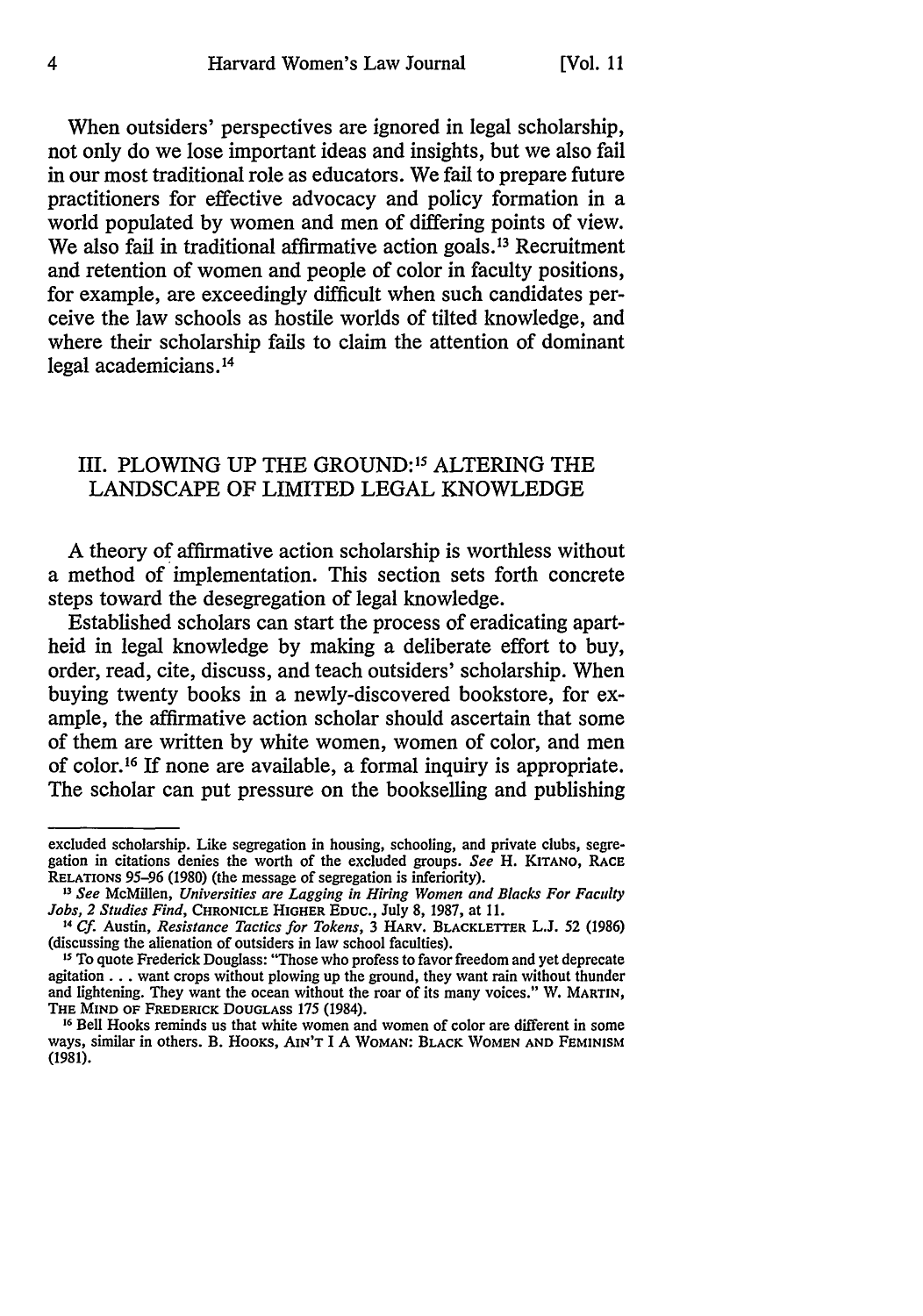When outsiders' perspectives are ignored in legal scholarship, not only do we lose important ideas and insights, but we also fail in our most traditional role as educators. We fail to prepare future practitioners for effective advocacy and policy formation in a world populated by women and men of differing points of view. We also fail in traditional affirmative action goals.[13] Recruitment and retention of women and people of color in faculty positions, for example, are exceedingly difficult when such candidates perceive the law schools as hostile worlds of tilted knowledge, and where their scholarship fails to claim the attention of dominant legal academicians.[14]

## III. PLOWING UP THE GROUND:[15] ALTERING THE LANDSCAPE OF LIMITED LEGAL KNOWLEDGE

A theory of affirmative action scholarship is worthless without a method of implementation. This section sets forth concrete steps toward the desegregation of legal knowledge.

Established scholars can start the process of eradicating apartheid in legal knowledge by making a deliberate effort to buy, order, read, cite, discuss, and teach outsiders' scholarship. When buying twenty books in a newly-discovered bookstore, for example, the affirmative action scholar should ascertain that some of them are written by white women, women of color, and men of color.[16] If none are available, a formal inquiry is appropriate. The scholar can put pressure on the bookselling and publishing

---

excluded scholarship. Like segregation in housing, schooling, and private clubs, segregation in citations denies the worth of the excluded groups. *See* H. KITANO, RACE RELATIONS 95–96 (1980) (the message of segregation is inferiority).

[13] *See* McMillen, *Universities are Lagging in Hiring Women and Blacks For Faculty Jobs, 2 Studies Find*, CHRONICLE HIGHER EDUC., July 8, 1987, at 11.

[14] *Cf.* Austin, *Resistance Tactics for Tokens*, 3 HARV. BLACKLETTER L.J. 52 (1986) (discussing the alienation of outsiders in law school faculties).

[15] To quote Frederick Douglass: "Those who profess to favor freedom and yet deprecate agitation . . . want crops without plowing up the ground, they want rain without thunder and lightening. They want the ocean without the roar of its many voices." W. MARTIN, THE MIND OF FREDERICK DOUGLASS 175 (1984).

[16] Bell Hooks reminds us that white women and women of color are different in some ways, similar in others. B. HOOKS, AIN'T I A WOMAN: BLACK WOMEN AND FEMINISM (1981).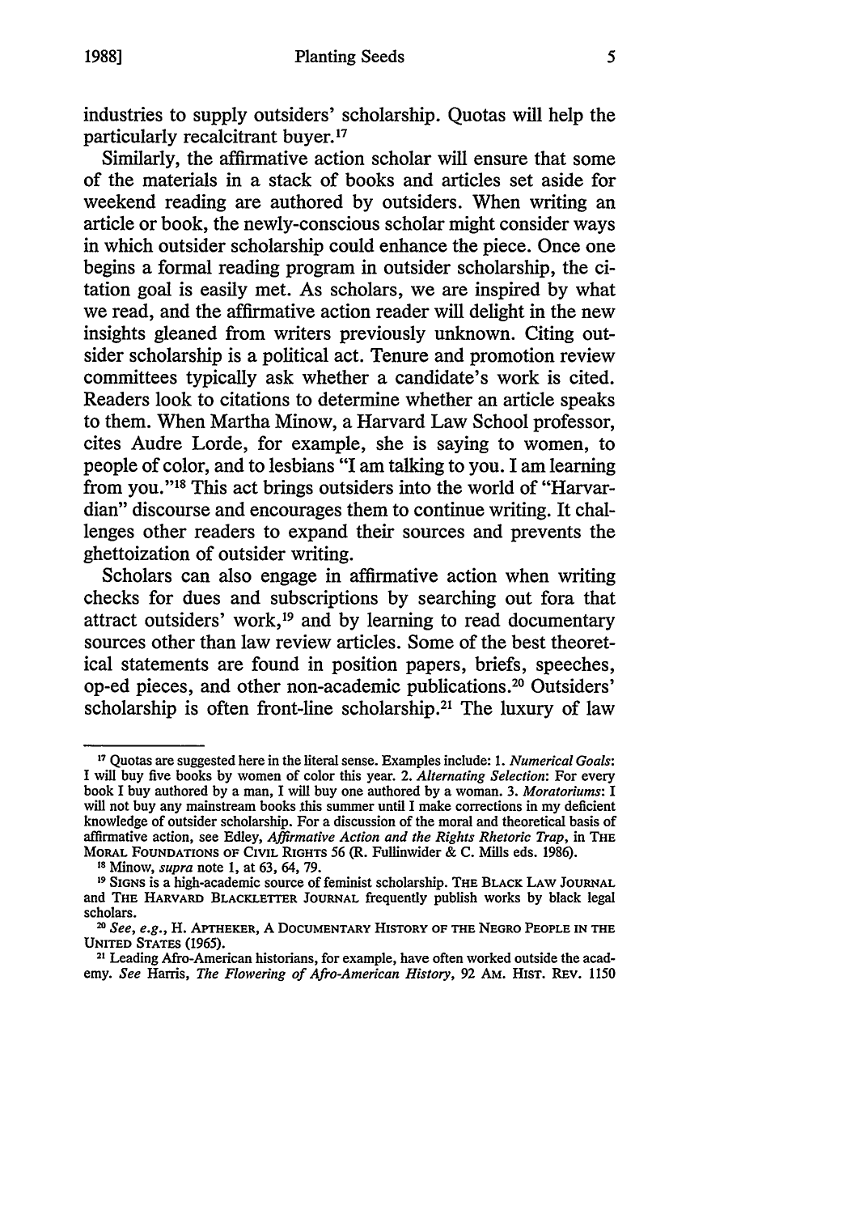industries to supply outsiders' scholarship. Quotas will help the particularly recalcitrant buyer.[17]

Similarly, the affirmative action scholar will ensure that some of the materials in a stack of books and articles set aside for weekend reading are authored by outsiders. When writing an article or book, the newly-conscious scholar might consider ways in which outsider scholarship could enhance the piece. Once one begins a formal reading program in outsider scholarship, the citation goal is easily met. As scholars, we are inspired by what we read, and the affirmative action reader will delight in the new insights gleaned from writers previously unknown. Citing outsider scholarship is a political act. Tenure and promotion review committees typically ask whether a candidate's work is cited. Readers look to citations to determine whether an article speaks to them. When Martha Minow, a Harvard Law School professor, cites Audre Lorde, for example, she is saying to women, to people of color, and to lesbians "I am talking to you. I am learning from you."[18] This act brings outsiders into the world of "Harvardian" discourse and encourages them to continue writing. It challenges other readers to expand their sources and prevents the ghettoization of outsider writing.

Scholars can also engage in affirmative action when writing checks for dues and subscriptions by searching out fora that attract outsiders' work,[19] and by learning to read documentary sources other than law review articles. Some of the best theoretical statements are found in position papers, briefs, speeches, op-ed pieces, and other non-academic publications.[20] Outsiders' scholarship is often front-line scholarship.[21] The luxury of law

---

[17] Quotas are suggested here in the literal sense. Examples include: 1. *Numerical Goals*: I will buy five books by women of color this year. 2. *Alternating Selection*: For every book I buy authored by a man, I will buy one authored by a woman. 3. *Moratoriums*: I will not buy any mainstream books this summer until I make corrections in my deficient knowledge of outsider scholarship. For a discussion of the moral and theoretical basis of affirmative action, see Edley, *Affirmative Action and the Rights Rhetoric Trap*, in THE MORAL FOUNDATIONS OF CIVIL RIGHTS 56 (R. Fullinwider & C. Mills eds. 1986).

[18] Minow, *supra* note 1, at 63, 64, 79.

[19] SIGNS is a high-academic source of feminist scholarship. THE BLACK LAW JOURNAL and THE HARVARD BLACKLETTER JOURNAL frequently publish works by black legal scholars.

[20] *See, e.g.*, H. APTHEKER, A DOCUMENTARY HISTORY OF THE NEGRO PEOPLE IN THE UNITED STATES (1965).

[21] Leading Afro-American historians, for example, have often worked outside the academy. *See* Harris, *The Flowering of Afro-American History*, 92 AM. HIST. REV. 1150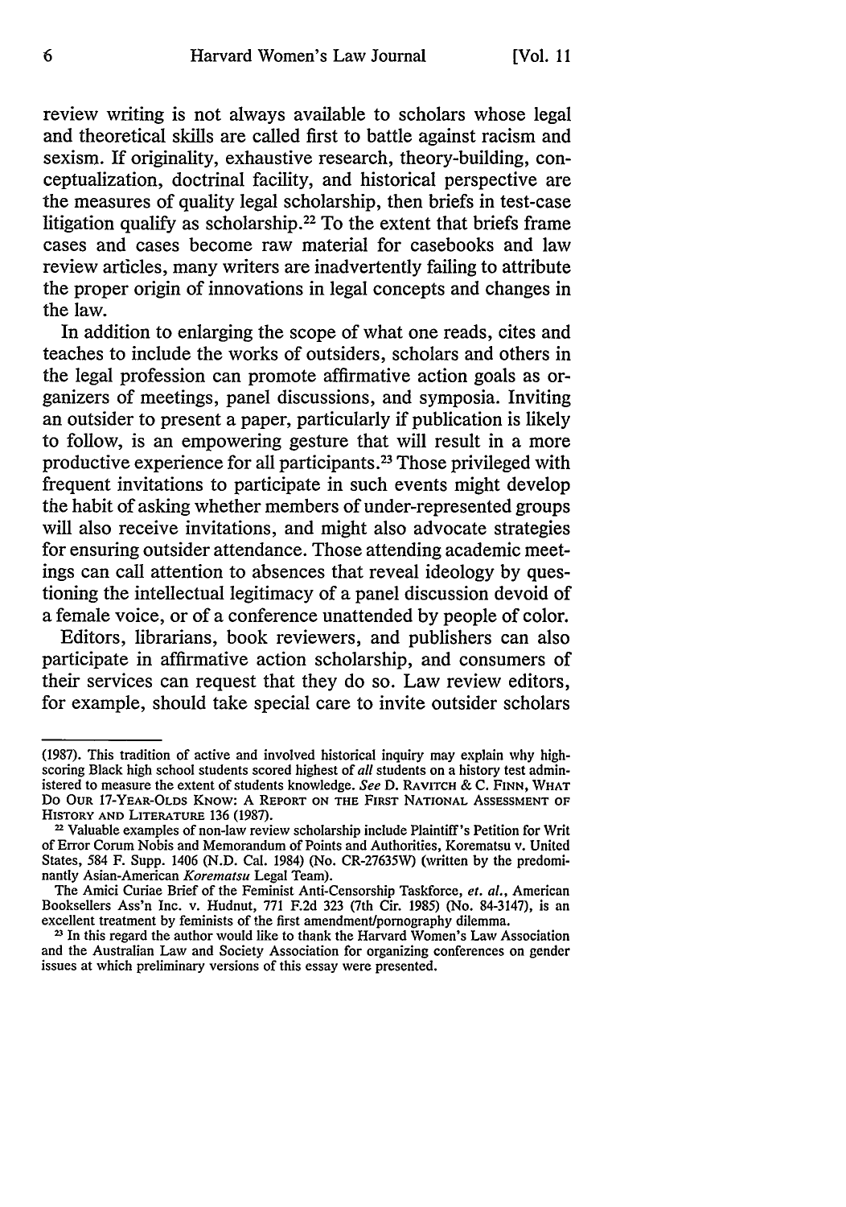review writing is not always available to scholars whose legal and theoretical skills are called first to battle against racism and sexism. If originality, exhaustive research, theory-building, conceptualization, doctrinal facility, and historical perspective are the measures of quality legal scholarship, then briefs in test-case litigation qualify as scholarship.[22] To the extent that briefs frame cases and cases become raw material for casebooks and law review articles, many writers are inadvertently failing to attribute the proper origin of innovations in legal concepts and changes in the law.

In addition to enlarging the scope of what one reads, cites and teaches to include the works of outsiders, scholars and others in the legal profession can promote affirmative action goals as organizers of meetings, panel discussions, and symposia. Inviting an outsider to present a paper, particularly if publication is likely to follow, is an empowering gesture that will result in a more productive experience for all participants.[23] Those privileged with frequent invitations to participate in such events might develop the habit of asking whether members of under-represented groups will also receive invitations, and might also advocate strategies for ensuring outsider attendance. Those attending academic meetings can call attention to absences that reveal ideology by questioning the intellectual legitimacy of a panel discussion devoid of a female voice, or of a conference unattended by people of color.

Editors, librarians, book reviewers, and publishers can also participate in affirmative action scholarship, and consumers of their services can request that they do so. Law review editors, for example, should take special care to invite outsider scholars

---

(1987). This tradition of active and involved historical inquiry may explain why high-scoring Black high school students scored highest of *all* students on a history test administered to measure the extent of students knowledge. *See* D. RAVITCH & C. FINN, WHAT DO OUR 17-YEAR-OLDS KNOW: A REPORT ON THE FIRST NATIONAL ASSESSMENT OF HISTORY AND LITERATURE 136 (1987).

[22] Valuable examples of non-law review scholarship include Plaintiff's Petition for Writ of Error Corum Nobis and Memorandum of Points and Authorities, Korematsu v. United States, 584 F. Supp. 1406 (N.D. Cal. 1984) (No. CR-27635W) (written by the predominantly Asian-American *Korematsu* Legal Team).

The Amici Curiae Brief of the Feminist Anti-Censorship Taskforce, *et. al.*, American Booksellers Ass'n Inc. v. Hudnut, 771 F.2d 323 (7th Cir. 1985) (No. 84-3147), is an excellent treatment by feminists of the first amendment/pornography dilemma.

[23] In this regard the author would like to thank the Harvard Women's Law Association and the Australian Law and Society Association for organizing conferences on gender issues at which preliminary versions of this essay were presented.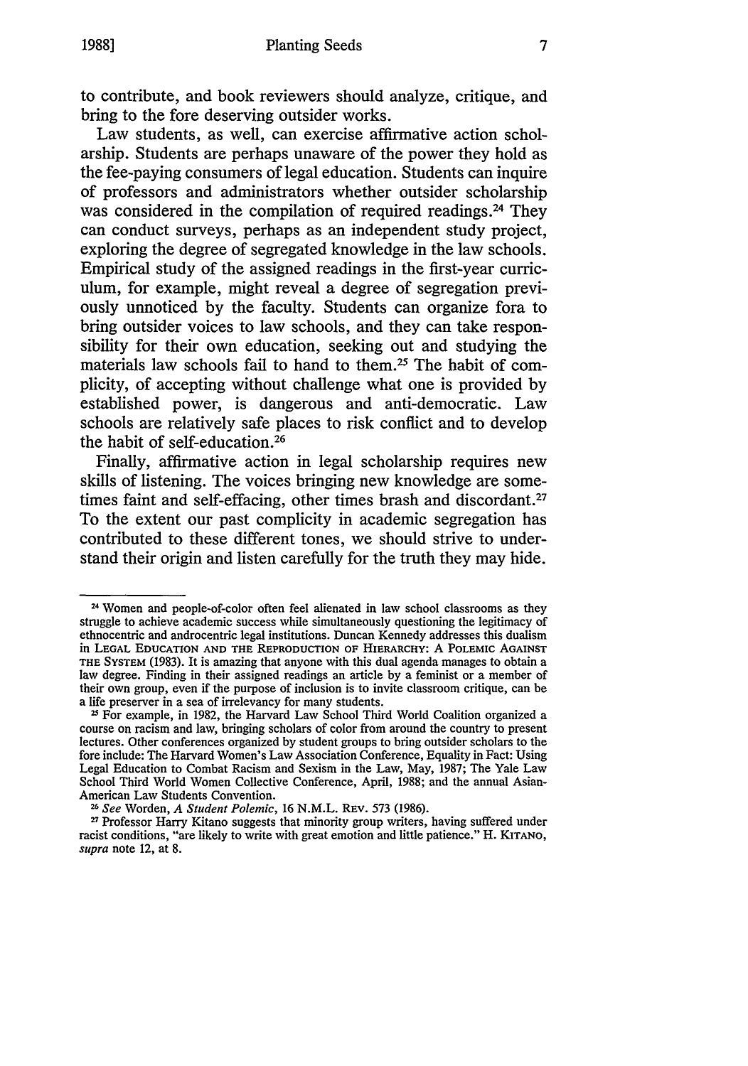to contribute, and book reviewers should analyze, critique, and bring to the fore deserving outsider works.

Law students, as well, can exercise affirmative action scholarship. Students are perhaps unaware of the power they hold as the fee-paying consumers of legal education. Students can inquire of professors and administrators whether outsider scholarship was considered in the compilation of required readings.[24] They can conduct surveys, perhaps as an independent study project, exploring the degree of segregated knowledge in the law schools. Empirical study of the assigned readings in the first-year curriculum, for example, might reveal a degree of segregation previously unnoticed by the faculty. Students can organize fora to bring outsider voices to law schools, and they can take responsibility for their own education, seeking out and studying the materials law schools fail to hand to them.[25] The habit of complicity, of accepting without challenge what one is provided by established power, is dangerous and anti-democratic. Law schools are relatively safe places to risk conflict and to develop the habit of self-education.[26]

Finally, affirmative action in legal scholarship requires new skills of listening. The voices bringing new knowledge are sometimes faint and self-effacing, other times brash and discordant.[27] To the extent our past complicity in academic segregation has contributed to these different tones, we should strive to understand their origin and listen carefully for the truth they may hide.

---

[24] Women and people-of-color often feel alienated in law school classrooms as they struggle to achieve academic success while simultaneously questioning the legitimacy of ethnocentric and androcentric legal institutions. Duncan Kennedy addresses this dualism in LEGAL EDUCATION AND THE REPRODUCTION OF HIERARCHY: A POLEMIC AGAINST THE SYSTEM (1983). It is amazing that anyone with this dual agenda manages to obtain a law degree. Finding in their assigned readings an article by a feminist or a member of their own group, even if the purpose of inclusion is to invite classroom critique, can be a life preserver in a sea of irrelevancy for many students.

[25] For example, in 1982, the Harvard Law School Third World Coalition organized a course on racism and law, bringing scholars of color from around the country to present lectures. Other conferences organized by student groups to bring outsider scholars to the fore include: The Harvard Women's Law Association Conference, Equality in Fact: Using Legal Education to Combat Racism and Sexism in the Law, May, 1987; The Yale Law School Third World Women Collective Conference, April, 1988; and the annual Asian-American Law Students Convention.

[26] *See* Worden, *A Student Polemic*, 16 N.M.L. REV. 573 (1986).

[27] Professor Harry Kitano suggests that minority group writers, having suffered under racist conditions, "are likely to write with great emotion and little patience." H. KITANO, *supra* note 12, at 8.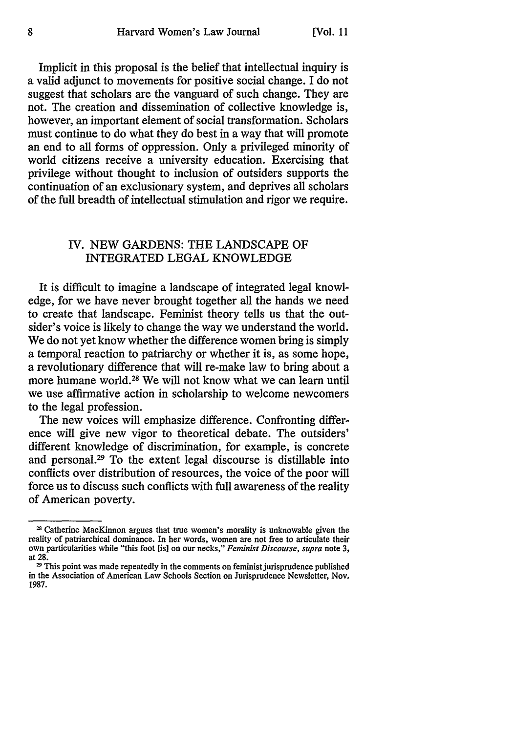Implicit in this proposal is the belief that intellectual inquiry is a valid adjunct to movements for positive social change. I do not suggest that scholars are the vanguard of such change. They are not. The creation and dissemination of collective knowledge is, however, an important element of social transformation. Scholars must continue to do what they do best in a way that will promote an end to all forms of oppression. Only a privileged minority of world citizens receive a university education. Exercising that privilege without thought to inclusion of outsiders supports the continuation of an exclusionary system, and deprives all scholars of the full breadth of intellectual stimulation and rigor we require.

## IV. NEW GARDENS: THE LANDSCAPE OF INTEGRATED LEGAL KNOWLEDGE

It is difficult to imagine a landscape of integrated legal knowledge, for we have never brought together all the hands we need to create that landscape. Feminist theory tells us that the outsider's voice is likely to change the way we understand the world. We do not yet know whether the difference women bring is simply a temporal reaction to patriarchy or whether it is, as some hope, a revolutionary difference that will re-make law to bring about a more humane world.[28] We will not know what we can learn until we use affirmative action in scholarship to welcome newcomers to the legal profession.

The new voices will emphasize difference. Confronting difference will give new vigor to theoretical debate. The outsiders' different knowledge of discrimination, for example, is concrete and personal.[29] To the extent legal discourse is distillable into conflicts over distribution of resources, the voice of the poor will force us to discuss such conflicts with full awareness of the reality of American poverty.

---

[28] Catherine MacKinnon argues that true women's morality is unknowable given the reality of patriarchical dominance. In her words, women are not free to articulate their own particularities while "this foot [is] on our necks," *Feminist Discourse*, *supra* note 3, at 28.

[29] This point was made repeatedly in the comments on feminist jurisprudence published in the Association of American Law Schools Section on Jurisprudence Newsletter, Nov. 1987.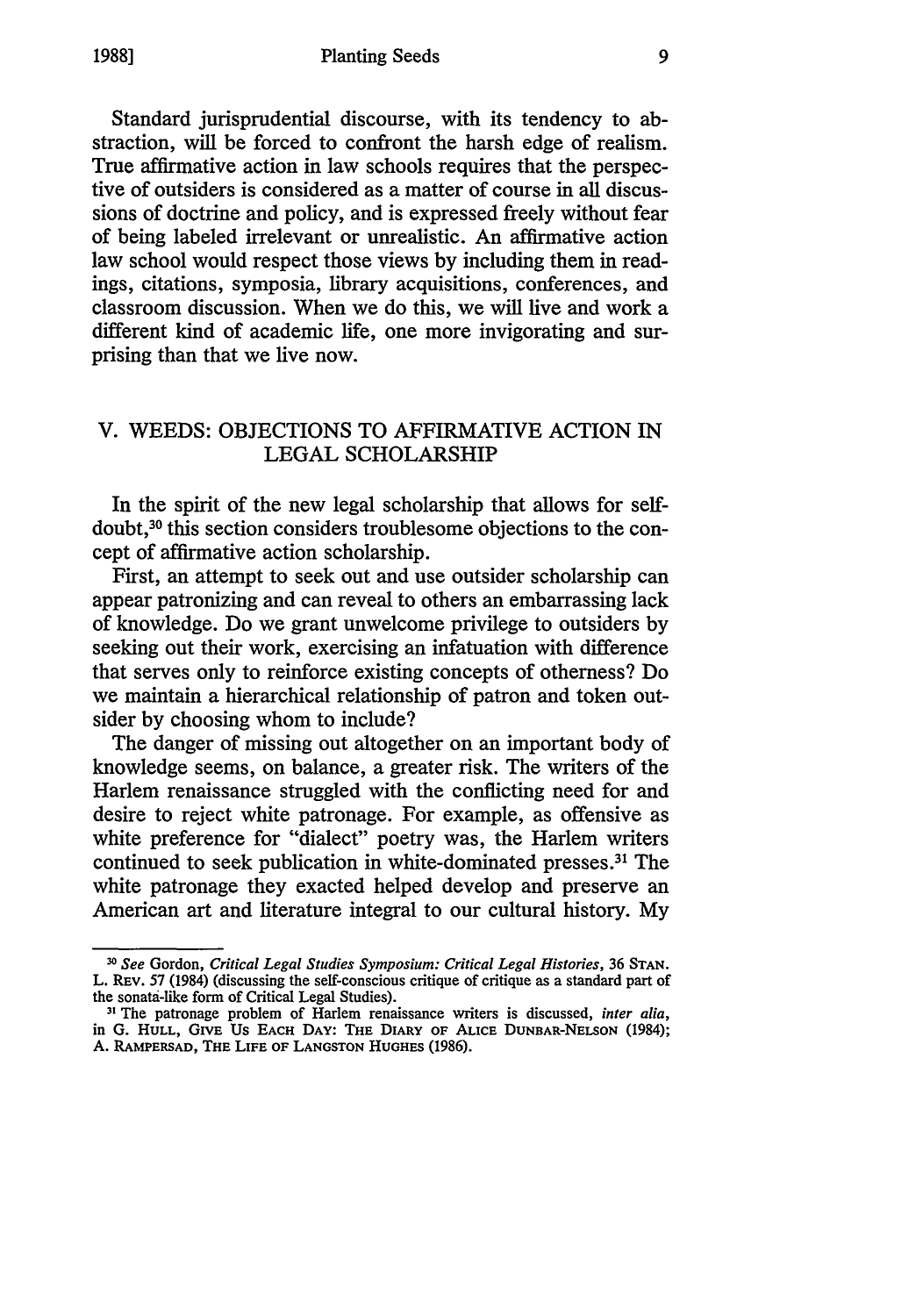Standard jurisprudential discourse, with its tendency to abstraction, will be forced to confront the harsh edge of realism. True affirmative action in law schools requires that the perspective of outsiders is considered as a matter of course in all discussions of doctrine and policy, and is expressed freely without fear of being labeled irrelevant or unrealistic. An affirmative action law school would respect those views by including them in readings, citations, symposia, library acquisitions, conferences, and classroom discussion. When we do this, we will live and work a different kind of academic life, one more invigorating and surprising than that we live now.

## V. WEEDS: OBJECTIONS TO AFFIRMATIVE ACTION IN LEGAL SCHOLARSHIP

In the spirit of the new legal scholarship that allows for self-doubt,[30] this section considers troublesome objections to the concept of affirmative action scholarship.

First, an attempt to seek out and use outsider scholarship can appear patronizing and can reveal to others an embarrassing lack of knowledge. Do we grant unwelcome privilege to outsiders by seeking out their work, exercising an infatuation with difference that serves only to reinforce existing concepts of otherness? Do we maintain a hierarchical relationship of patron and token outsider by choosing whom to include?

The danger of missing out altogether on an important body of knowledge seems, on balance, a greater risk. The writers of the Harlem renaissance struggled with the conflicting need for and desire to reject white patronage. For example, as offensive as white preference for "dialect" poetry was, the Harlem writers continued to seek publication in white-dominated presses.[31] The white patronage they exacted helped develop and preserve an American art and literature integral to our cultural history. My

---

[30] *See* Gordon, *Critical Legal Studies Symposium: Critical Legal Histories*, 36 STAN. L. REV. 57 (1984) (discussing the self-conscious critique of critique as a standard part of the sonata-like form of Critical Legal Studies).

[31] The patronage problem of Harlem renaissance writers is discussed, *inter alia*, in G. HULL, GIVE US EACH DAY: THE DIARY OF ALICE DUNBAR-NELSON (1984); A. RAMPERSAD, THE LIFE OF LANGSTON HUGHES (1986).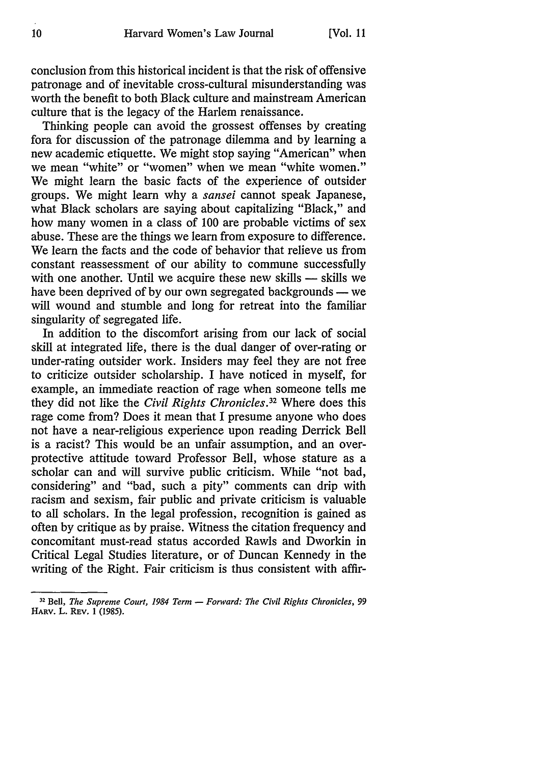conclusion from this historical incident is that the risk of offensive patronage and of inevitable cross-cultural misunderstanding was worth the benefit to both Black culture and mainstream American culture that is the legacy of the Harlem renaissance.

Thinking people can avoid the grossest offenses by creating fora for discussion of the patronage dilemma and by learning a new academic etiquette. We might stop saying "American" when we mean "white" or "women" when we mean "white women." We might learn the basic facts of the experience of outsider groups. We might learn why a *sansei* cannot speak Japanese, what Black scholars are saying about capitalizing "Black," and how many women in a class of 100 are probable victims of sex abuse. These are the things we learn from exposure to difference. We learn the facts and the code of behavior that relieve us from constant reassessment of our ability to commune successfully with one another. Until we acquire these new skills — skills we have been deprived of by our own segregated backgrounds — we will wound and stumble and long for retreat into the familiar singularity of segregated life.

In addition to the discomfort arising from our lack of social skill at integrated life, there is the dual danger of over-rating or under-rating outsider work. Insiders may feel they are not free to criticize outsider scholarship. I have noticed in myself, for example, an immediate reaction of rage when someone tells me they did not like the *Civil Rights Chronicles*.[32] Where does this rage come from? Does it mean that I presume anyone who does not have a near-religious experience upon reading Derrick Bell is a racist? This would be an unfair assumption, and an over-protective attitude toward Professor Bell, whose stature as a scholar can and will survive public criticism. While "not bad, considering" and "bad, such a pity" comments can drip with racism and sexism, fair public and private criticism is valuable to all scholars. In the legal profession, recognition is gained as often by critique as by praise. Witness the citation frequency and concomitant must-read status accorded Rawls and Dworkin in Critical Legal Studies literature, or of Duncan Kennedy in the writing of the Right. Fair criticism is thus consistent with affir-

---

[32] Bell, *The Supreme Court, 1984 Term — Forward: The Civil Rights Chronicles*, 99 HARV. L. REV. 1 (1985).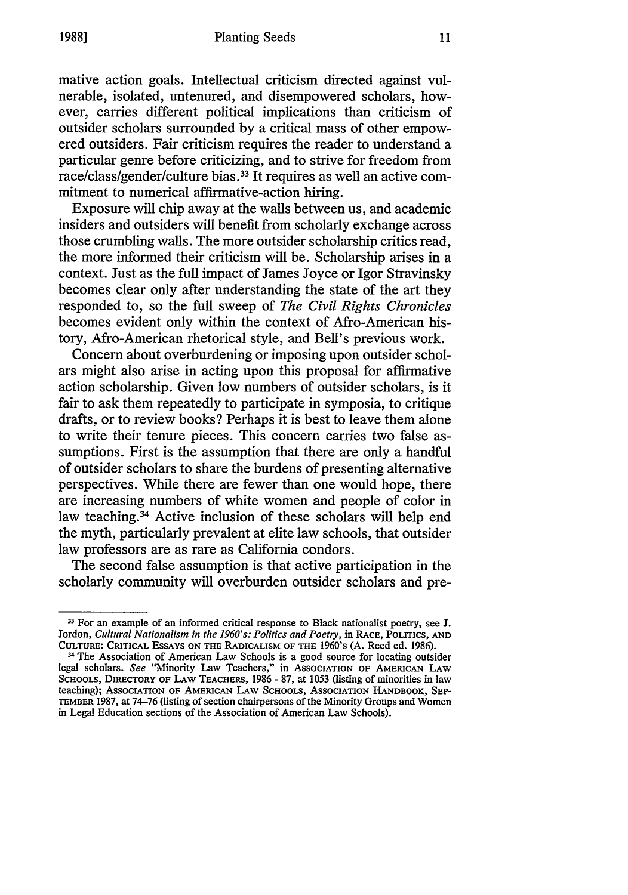mative action goals. Intellectual criticism directed against vulnerable, isolated, untenured, and disempowered scholars, however, carries different political implications than criticism of outsider scholars surrounded by a critical mass of other empowered outsiders. Fair criticism requires the reader to understand a particular genre before criticizing, and to strive for freedom from race/class/gender/culture bias.[33] It requires as well an active commitment to numerical affirmative-action hiring.

Exposure will chip away at the walls between us, and academic insiders and outsiders will benefit from scholarly exchange across those crumbling walls. The more outsider scholarship critics read, the more informed their criticism will be. Scholarship arises in a context. Just as the full impact of James Joyce or Igor Stravinsky becomes clear only after understanding the state of the art they responded to, so the full sweep of *The Civil Rights Chronicles* becomes evident only within the context of Afro-American history, Afro-American rhetorical style, and Bell's previous work.

Concern about overburdening or imposing upon outsider scholars might also arise in acting upon this proposal for affirmative action scholarship. Given low numbers of outsider scholars, is it fair to ask them repeatedly to participate in symposia, to critique drafts, or to review books? Perhaps it is best to leave them alone to write their tenure pieces. This concern carries two false assumptions. First is the assumption that there are only a handful of outsider scholars to share the burdens of presenting alternative perspectives. While there are fewer than one would hope, there are increasing numbers of white women and people of color in law teaching.[34] Active inclusion of these scholars will help end the myth, particularly prevalent at elite law schools, that outsider law professors are as rare as California condors.

The second false assumption is that active participation in the scholarly community will overburden outsider scholars and pre-

---

[33] For an example of an informed critical response to Black nationalist poetry, see J. Jordon, *Cultural Nationalism in the 1960's: Politics and Poetry*, in RACE, POLITICS, AND CULTURE: CRITICAL ESSAYS ON THE RADICALISM OF THE 1960'S (A. Reed ed. 1986).

[34] The Association of American Law Schools is a good source for locating outsider legal scholars. *See* "Minority Law Teachers," in ASSOCIATION OF AMERICAN LAW SCHOOLS, DIRECTORY OF LAW TEACHERS, 1986 - 87, at 1053 (listing of minorities in law teaching); ASSOCIATION OF AMERICAN LAW SCHOOLS, ASSOCIATION HANDBOOK, SEPTEMBER 1987, at 74–76 (listing of section chairpersons of the Minority Groups and Women in Legal Education sections of the Association of American Law Schools).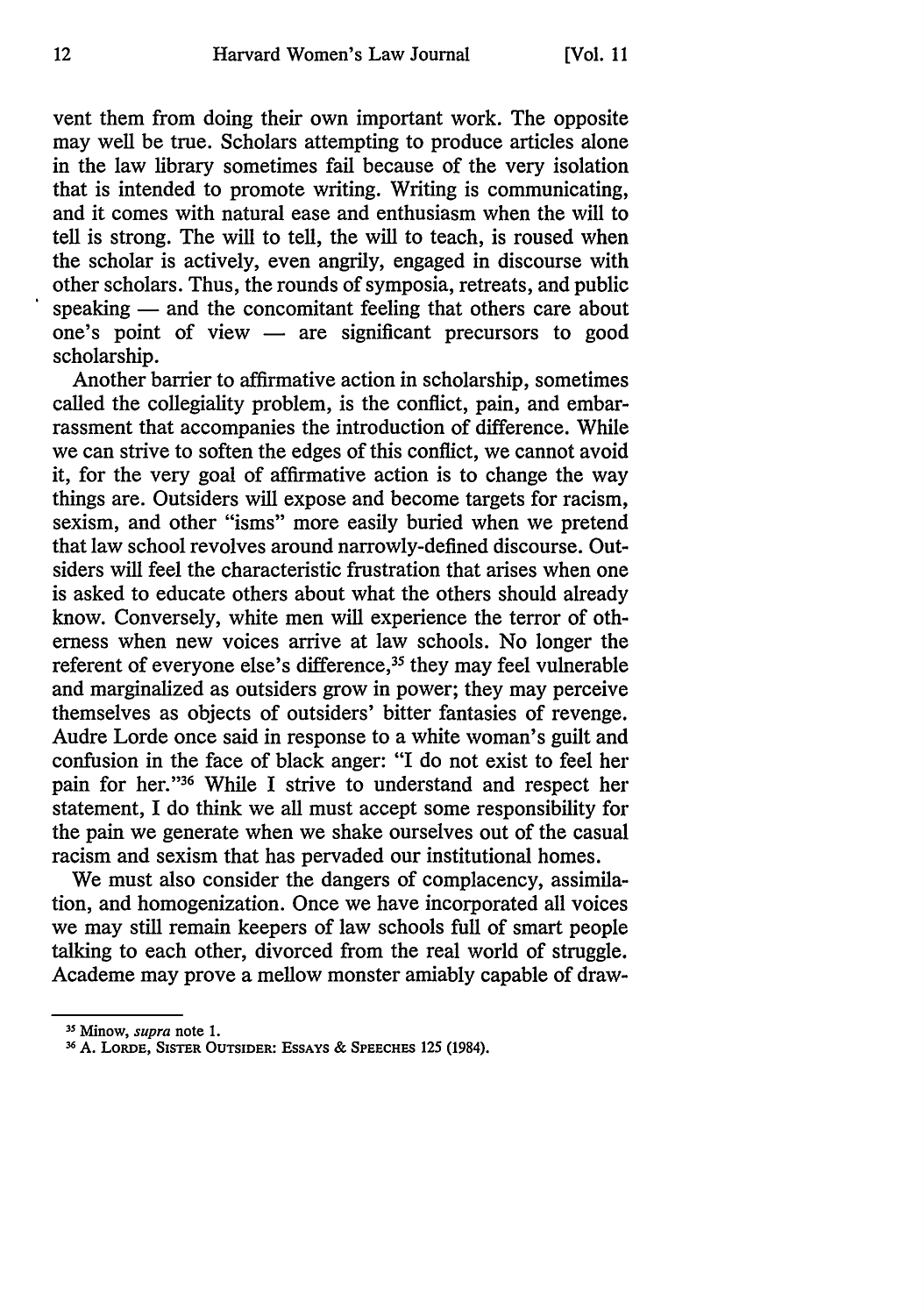vent them from doing their own important work. The opposite may well be true. Scholars attempting to produce articles alone in the law library sometimes fail because of the very isolation that is intended to promote writing. Writing is communicating, and it comes with natural ease and enthusiasm when the will to tell is strong. The will to tell, the will to teach, is roused when the scholar is actively, even angrily, engaged in discourse with other scholars. Thus, the rounds of symposia, retreats, and public speaking — and the concomitant feeling that others care about one's point of view — are significant precursors to good scholarship.

Another barrier to affirmative action in scholarship, sometimes called the collegiality problem, is the conflict, pain, and embarrassment that accompanies the introduction of difference. While we can strive to soften the edges of this conflict, we cannot avoid it, for the very goal of affirmative action is to change the way things are. Outsiders will expose and become targets for racism, sexism, and other "isms" more easily buried when we pretend that law school revolves around narrowly-defined discourse. Outsiders will feel the characteristic frustration that arises when one is asked to educate others about what the others should already know. Conversely, white men will experience the terror of otherness when new voices arrive at law schools. No longer the referent of everyone else's difference,[35] they may feel vulnerable and marginalized as outsiders grow in power; they may perceive themselves as objects of outsiders' bitter fantasies of revenge. Audre Lorde once said in response to a white woman's guilt and confusion in the face of black anger: "I do not exist to feel her pain for her."[36] While I strive to understand and respect her statement, I do think we all must accept some responsibility for the pain we generate when we shake ourselves out of the casual racism and sexism that has pervaded our institutional homes.

We must also consider the dangers of complacency, assimilation, and homogenization. Once we have incorporated all voices we may still remain keepers of law schools full of smart people talking to each other, divorced from the real world of struggle. Academe may prove a mellow monster amiably capable of draw-

---

[35] Minow, *supra* note 1.

[36] A. LORDE, SISTER OUTSIDER: ESSAYS & SPEECHES 125 (1984).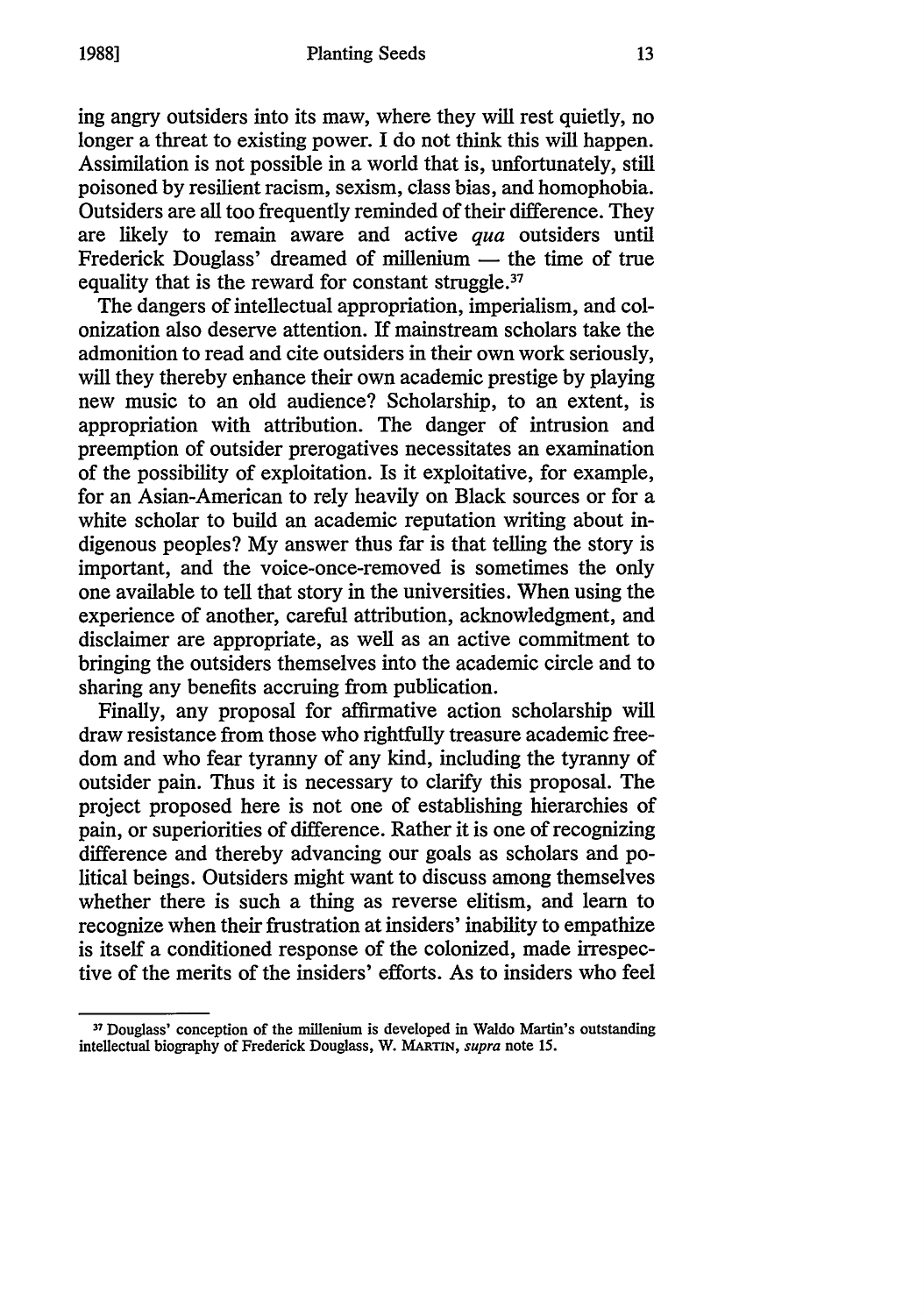ing angry outsiders into its maw, where they will rest quietly, no longer a threat to existing power. I do not think this will happen. Assimilation is not possible in a world that is, unfortunately, still poisoned by resilient racism, sexism, class bias, and homophobia. Outsiders are all too frequently reminded of their difference. They are likely to remain aware and active *qua* outsiders until Frederick Douglass' dreamed of millenium — the time of true equality that is the reward for constant struggle.[37]

The dangers of intellectual appropriation, imperialism, and colonization also deserve attention. If mainstream scholars take the admonition to read and cite outsiders in their own work seriously, will they thereby enhance their own academic prestige by playing new music to an old audience? Scholarship, to an extent, is appropriation with attribution. The danger of intrusion and preemption of outsider prerogatives necessitates an examination of the possibility of exploitation. Is it exploitative, for example, for an Asian-American to rely heavily on Black sources or for a white scholar to build an academic reputation writing about indigenous peoples? My answer thus far is that telling the story is important, and the voice-once-removed is sometimes the only one available to tell that story in the universities. When using the experience of another, careful attribution, acknowledgment, and disclaimer are appropriate, as well as an active commitment to bringing the outsiders themselves into the academic circle and to sharing any benefits accruing from publication.

Finally, any proposal for affirmative action scholarship will draw resistance from those who rightfully treasure academic freedom and who fear tyranny of any kind, including the tyranny of outsider pain. Thus it is necessary to clarify this proposal. The project proposed here is not one of establishing hierarchies of pain, or superiorities of difference. Rather it is one of recognizing difference and thereby advancing our goals as scholars and political beings. Outsiders might want to discuss among themselves whether there is such a thing as reverse elitism, and learn to recognize when their frustration at insiders' inability to empathize is itself a conditioned response of the colonized, made irrespective of the merits of the insiders' efforts. As to insiders who feel

---

[37] Douglass' conception of the millenium is developed in Waldo Martin's outstanding intellectual biography of Frederick Douglass, W. MARTIN, *supra* note 15.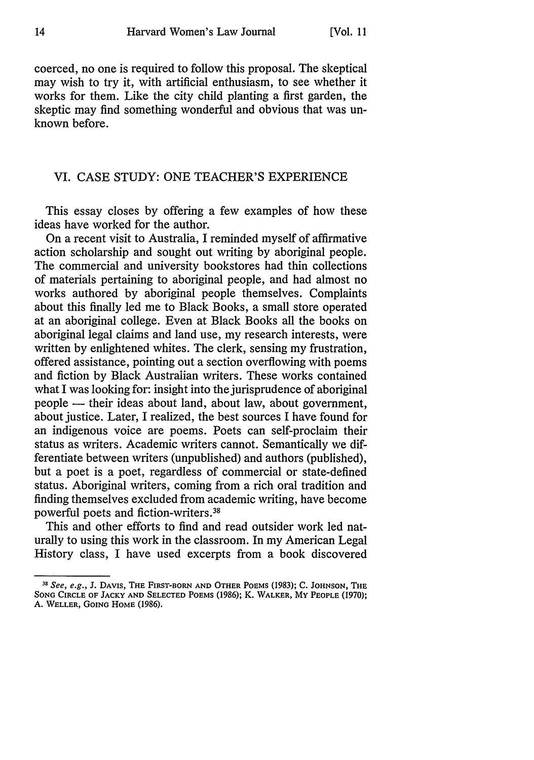coerced, no one is required to follow this proposal. The skeptical may wish to try it, with artificial enthusiasm, to see whether it works for them. Like the city child planting a first garden, the skeptic may find something wonderful and obvious that was unknown before.

## VI. CASE STUDY: ONE TEACHER'S EXPERIENCE

This essay closes by offering a few examples of how these ideas have worked for the author.

On a recent visit to Australia, I reminded myself of affirmative action scholarship and sought out writing by aboriginal people. The commercial and university bookstores had thin collections of materials pertaining to aboriginal people, and had almost no works authored by aboriginal people themselves. Complaints about this finally led me to Black Books, a small store operated at an aboriginal college. Even at Black Books all the books on aboriginal legal claims and land use, my research interests, were written by enlightened whites. The clerk, sensing my frustration, offered assistance, pointing out a section overflowing with poems and fiction by Black Australian writers. These works contained what I was looking for: insight into the jurisprudence of aboriginal people — their ideas about land, about law, about government, about justice. Later, I realized, the best sources I have found for an indigenous voice are poems. Poets can self-proclaim their status as writers. Academic writers cannot. Semantically we differentiate between writers (unpublished) and authors (published), but a poet is a poet, regardless of commercial or state-defined status. Aboriginal writers, coming from a rich oral tradition and finding themselves excluded from academic writing, have become powerful poets and fiction-writers.[38]

This and other efforts to find and read outsider work led naturally to using this work in the classroom. In my American Legal History class, I have used excerpts from a book discovered

---

[38] *See, e.g.*, J. DAVIS, THE FIRST-BORN AND OTHER POEMS (1983); C. JOHNSON, THE SONG CIRCLE OF JACKY AND SELECTED POEMS (1986); K. WALKER, MY PEOPLE (1970); A. WELLER, GOING HOME (1986).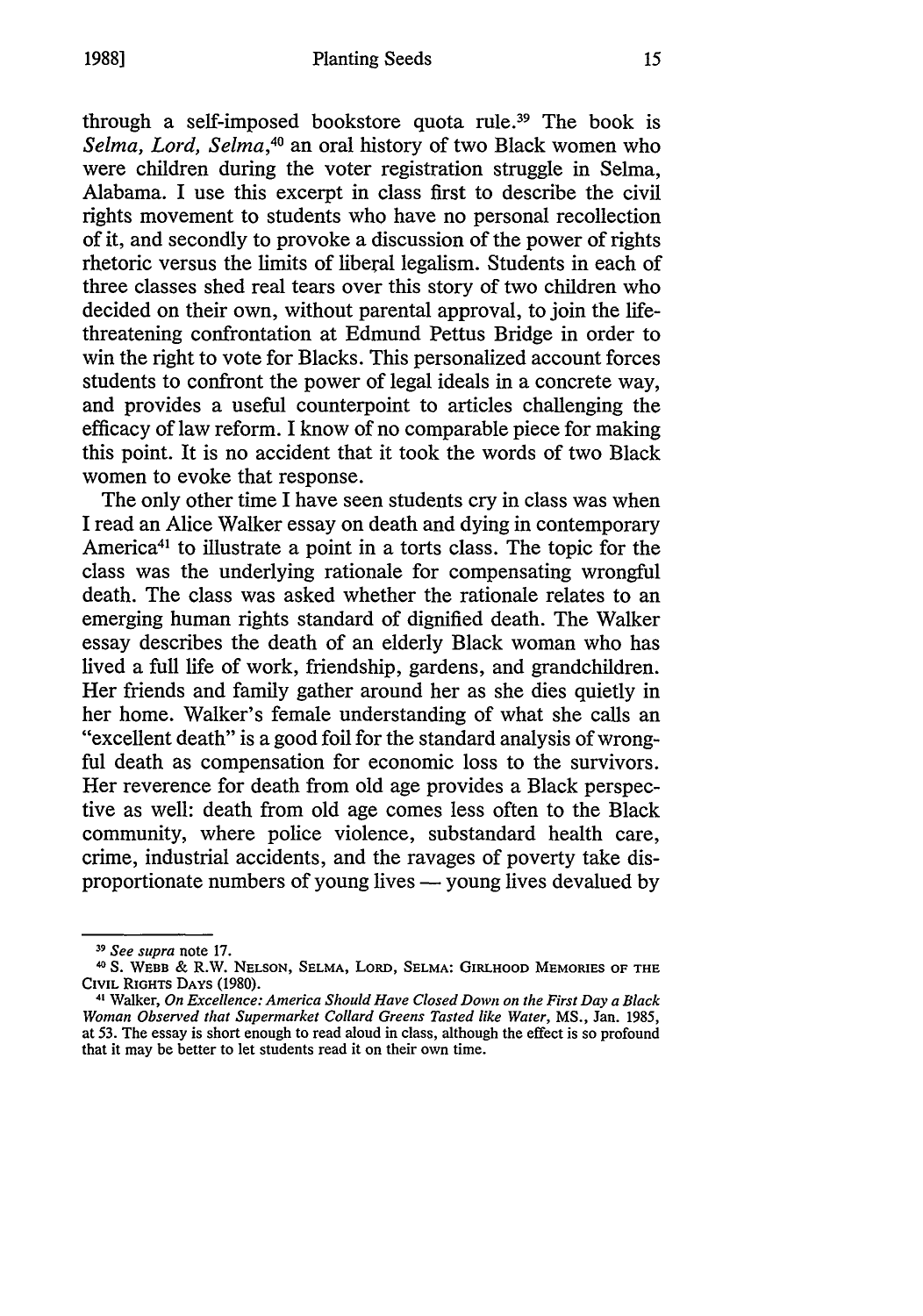through a self-imposed bookstore quota rule.[39] The book is *Selma, Lord, Selma*,[40] an oral history of two Black women who were children during the voter registration struggle in Selma, Alabama. I use this excerpt in class first to describe the civil rights movement to students who have no personal recollection of it, and secondly to provoke a discussion of the power of rights rhetoric versus the limits of liberal legalism. Students in each of three classes shed real tears over this story of two children who decided on their own, without parental approval, to join the life-threatening confrontation at Edmund Pettus Bridge in order to win the right to vote for Blacks. This personalized account forces students to confront the power of legal ideals in a concrete way, and provides a useful counterpoint to articles challenging the efficacy of law reform. I know of no comparable piece for making this point. It is no accident that it took the words of two Black women to evoke that response.

The only other time I have seen students cry in class was when I read an Alice Walker essay on death and dying in contemporary America[41] to illustrate a point in a torts class. The topic for the class was the underlying rationale for compensating wrongful death. The class was asked whether the rationale relates to an emerging human rights standard of dignified death. The Walker essay describes the death of an elderly Black woman who has lived a full life of work, friendship, gardens, and grandchildren. Her friends and family gather around her as she dies quietly in her home. Walker's female understanding of what she calls an "excellent death" is a good foil for the standard analysis of wrongful death as compensation for economic loss to the survivors. Her reverence for death from old age provides a Black perspective as well: death from old age comes less often to the Black community, where police violence, substandard health care, crime, industrial accidents, and the ravages of poverty take disproportionate numbers of young lives — young lives devalued by

---

[39] *See supra* note 17.

[40] S. WEBB & R.W. NELSON, SELMA, LORD, SELMA: GIRLHOOD MEMORIES OF THE CIVIL RIGHTS DAYS (1980).

[41] Walker, *On Excellence: America Should Have Closed Down on the First Day a Black Woman Observed that Supermarket Collard Greens Tasted like Water*, MS., Jan. 1985, at 53. The essay is short enough to read aloud in class, although the effect is so profound that it may be better to let students read it on their own time.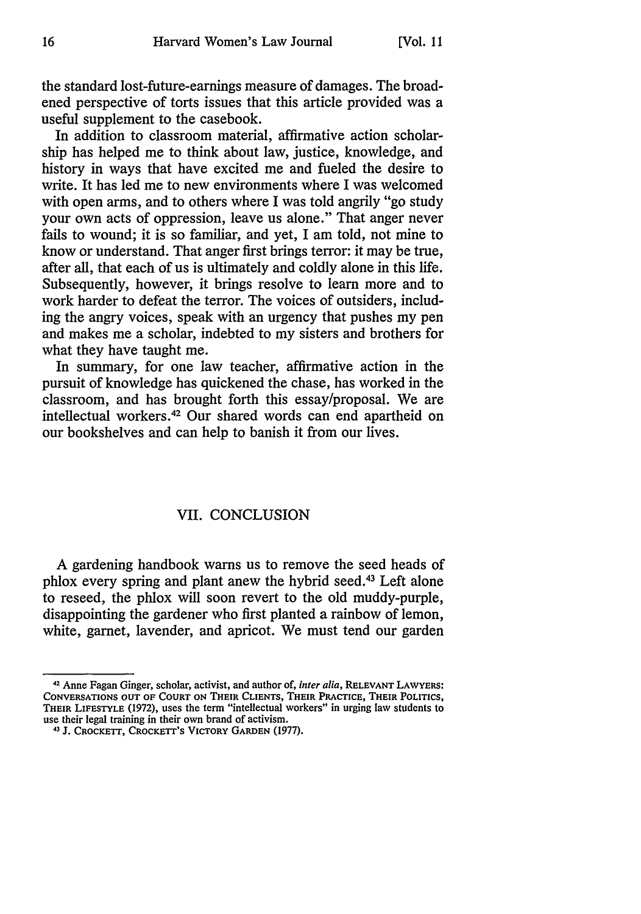the standard lost-future-earnings measure of damages. The broadened perspective of torts issues that this article provided was a useful supplement to the casebook.

In addition to classroom material, affirmative action scholarship has helped me to think about law, justice, knowledge, and history in ways that have excited me and fueled the desire to write. It has led me to new environments where I was welcomed with open arms, and to others where I was told angrily "go study your own acts of oppression, leave us alone." That anger never fails to wound; it is so familiar, and yet, I am told, not mine to know or understand. That anger first brings terror: it may be true, after all, that each of us is ultimately and coldly alone in this life. Subsequently, however, it brings resolve to learn more and to work harder to defeat the terror. The voices of outsiders, including the angry voices, speak with an urgency that pushes my pen and makes me a scholar, indebted to my sisters and brothers for what they have taught me.

In summary, for one law teacher, affirmative action in the pursuit of knowledge has quickened the chase, has worked in the classroom, and has brought forth this essay/proposal. We are intellectual workers.[42] Our shared words can end apartheid on our bookshelves and can help to banish it from our lives.

## VII. CONCLUSION

A gardening handbook warns us to remove the seed heads of phlox every spring and plant anew the hybrid seed.[43] Left alone to reseed, the phlox will soon revert to the old muddy-purple, disappointing the gardener who first planted a rainbow of lemon, white, garnet, lavender, and apricot. We must tend our garden

---

[42] Anne Fagan Ginger, scholar, activist, and author of, *inter alia*, RELEVANT LAWYERS: CONVERSATIONS OUT OF COURT ON THEIR CLIENTS, THEIR PRACTICE, THEIR POLITICS, THEIR LIFESTYLE (1972), uses the term "intellectual workers" in urging law students to use their legal training in their own brand of activism.

[43] J. CROCKETT, CROCKETT'S VICTORY GARDEN (1977).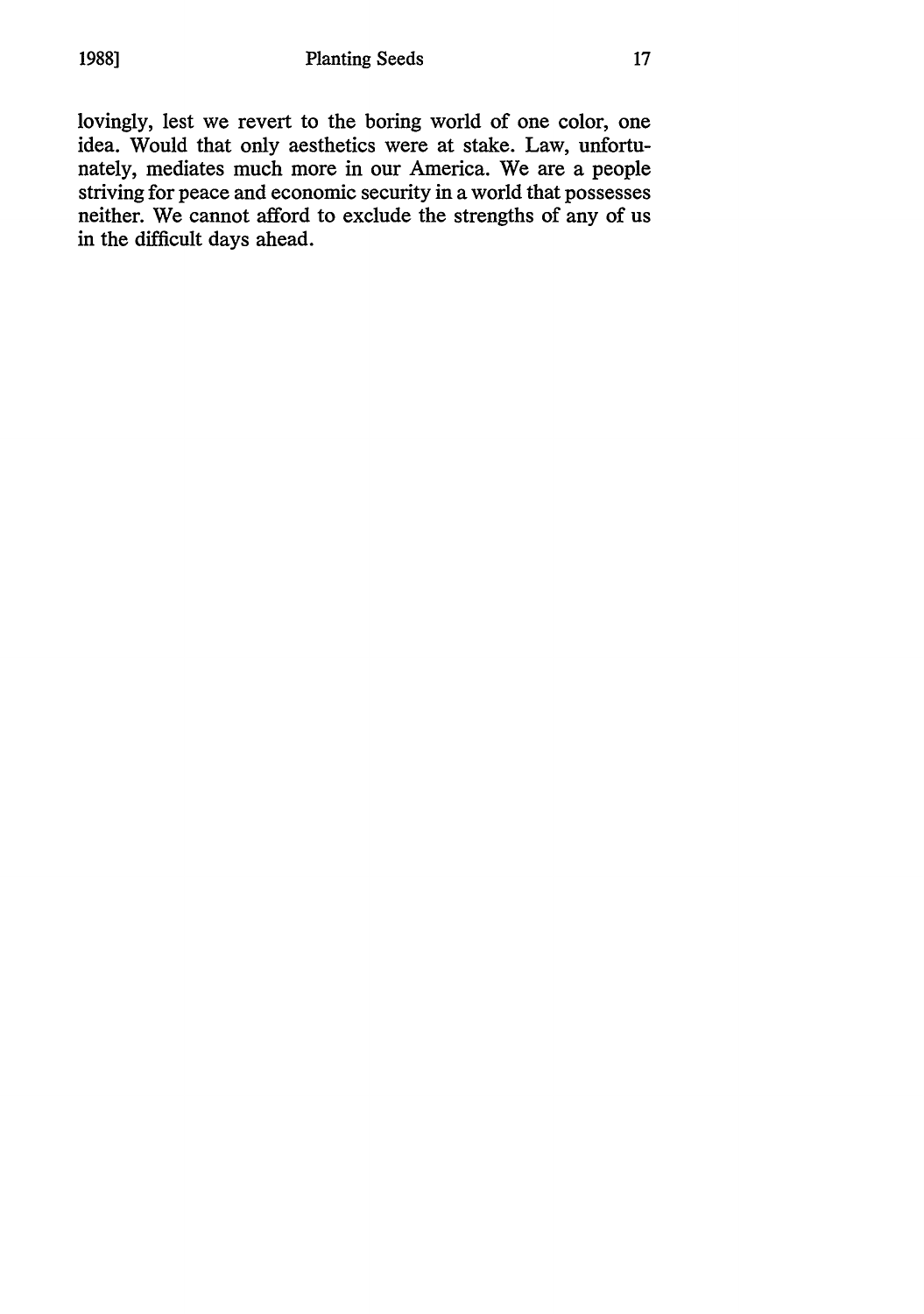lovingly, lest we revert to the boring world of one color, one idea. Would that only aesthetics were at stake. Law, unfortunately, mediates much more in our America. We are a people striving for peace and economic security in a world that possesses neither. We cannot afford to exclude the strengths of any of us in the difficult days ahead.